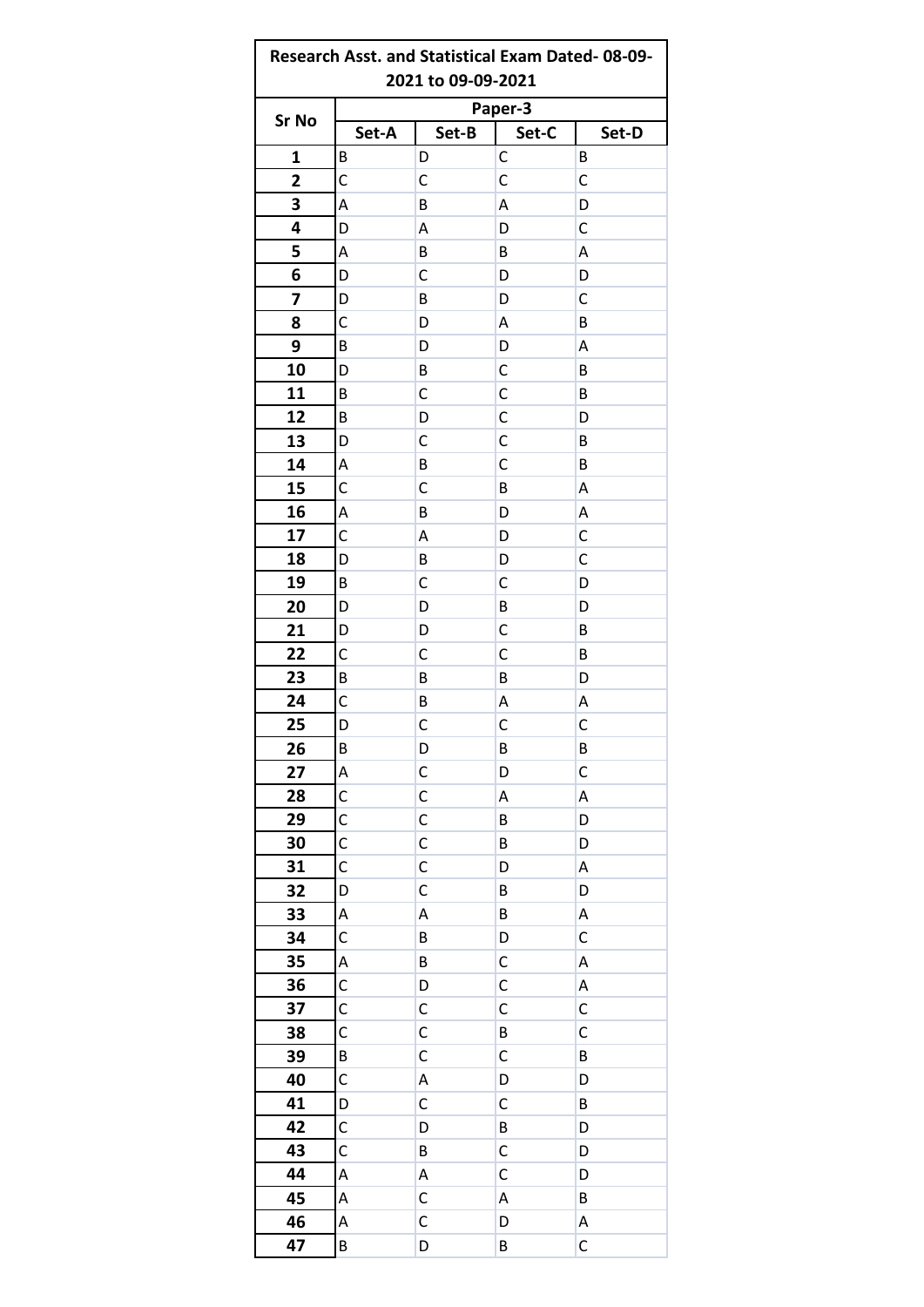| Research Asst. and Statistical Exam Dated- 08-09-2021 to 09-09-2021 | | | | |
|---|---|---|---|---|
| Sr No | Paper-3 | | | |
| | Set-A | Set-B | Set-C | Set-D |
| 1 | B | D | C | B |
| 2 | C | C | C | C |
| 3 | A | B | A | D |
| 4 | D | A | D | C |
| 5 | A | B | B | A |
| 6 | D | C | D | D |
| 7 | D | B | D | C |
| 8 | C | D | A | B |
| 9 | B | D | D | A |
| 10 | D | B | C | B |
| 11 | B | C | C | B |
| 12 | B | D | C | D |
| 13 | D | C | C | B |
| 14 | A | B | C | B |
| 15 | C | C | B | A |
| 16 | A | B | D | A |
| 17 | C | A | D | C |
| 18 | D | B | D | C |
| 19 | B | C | C | D |
| 20 | D | D | B | D |
| 21 | D | D | C | B |
| 22 | C | C | C | B |
| 23 | B | B | B | D |
| 24 | C | B | A | A |
| 25 | D | C | C | C |
| 26 | B | D | B | B |
| 27 | A | C | D | C |
| 28 | C | C | A | A |
| 29 | C | C | B | D |
| 30 | C | C | B | D |
| 31 | C | C | D | A |
| 32 | D | C | B | D |
| 33 | A | A | B | A |
| 34 | C | B | D | C |
| 35 | A | B | C | A |
| 36 | C | D | C | A |
| 37 | C | C | C | C |
| 38 | C | C | B | C |
| 39 | B | C | C | B |
| 40 | C | A | D | D |
| 41 | D | C | C | B |
| 42 | C | D | B | D |
| 43 | C | B | C | D |
| 44 | A | A | C | D |
| 45 | A | C | A | B |
| 46 | A | C | D | A |
| 47 | B | D | B | C |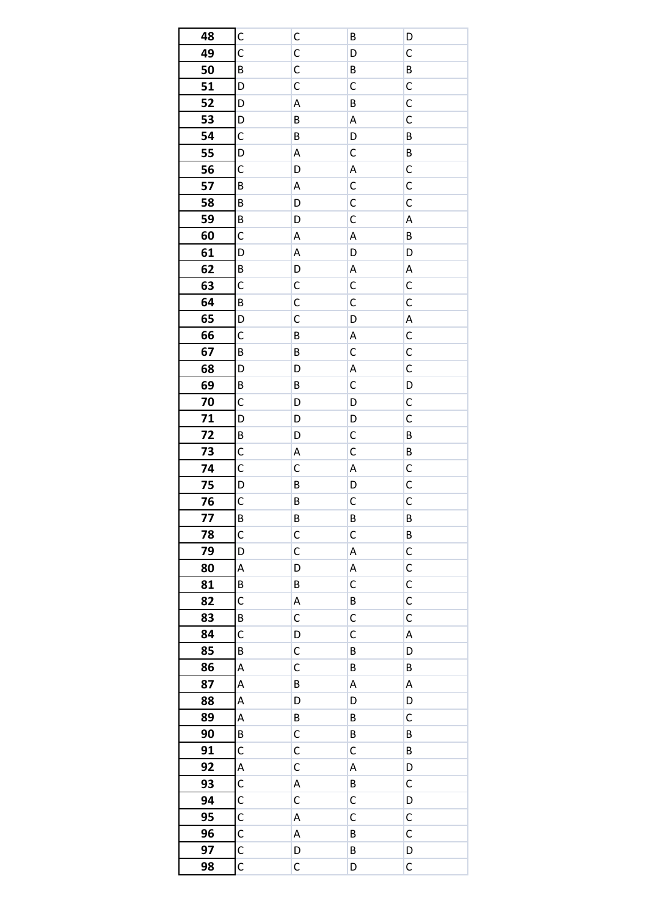| 48 | C | C | B | D |
|---|---|---|---|---|
| 49 | C | C | D | C |
| 50 | B | C | B | B |
| 51 | D | C | C | C |
| 52 | D | A | B | C |
| 53 | D | B | A | C |
| 54 | C | B | D | B |
| 55 | D | A | C | B |
| 56 | C | D | A | C |
| 57 | B | A | C | C |
| 58 | B | D | C | C |
| 59 | B | D | C | A |
| 60 | C | A | A | B |
| 61 | D | A | D | D |
| 62 | B | D | A | A |
| 63 | C | C | C | C |
| 64 | B | C | C | C |
| 65 | D | C | D | A |
| 66 | C | B | A | C |
| 67 | B | B | C | C |
| 68 | D | D | A | C |
| 69 | B | B | C | D |
| 70 | C | D | D | C |
| 71 | D | D | D | C |
| 72 | B | D | C | B |
| 73 | C | A | C | B |
| 74 | C | C | A | C |
| 75 | D | B | D | C |
| 76 | C | B | C | C |
| 77 | B | B | B | B |
| 78 | C | C | C | B |
| 79 | D | C | A | C |
| 80 | A | D | A | C |
| 81 | B | B | C | C |
| 82 | C | A | B | C |
| 83 | B | C | C | C |
| 84 | C | D | C | A |
| 85 | B | C | B | D |
| 86 | A | C | B | B |
| 87 | A | B | A | A |
| 88 | A | D | D | D |
| 89 | A | B | B | C |
| 90 | B | C | B | B |
| 91 | C | C | C | B |
| 92 | A | C | A | D |
| 93 | C | A | B | C |
| 94 | C | C | C | D |
| 95 | C | A | C | C |
| 96 | C | A | B | C |
| 97 | C | D | B | D |
| 98 | C | C | D | C |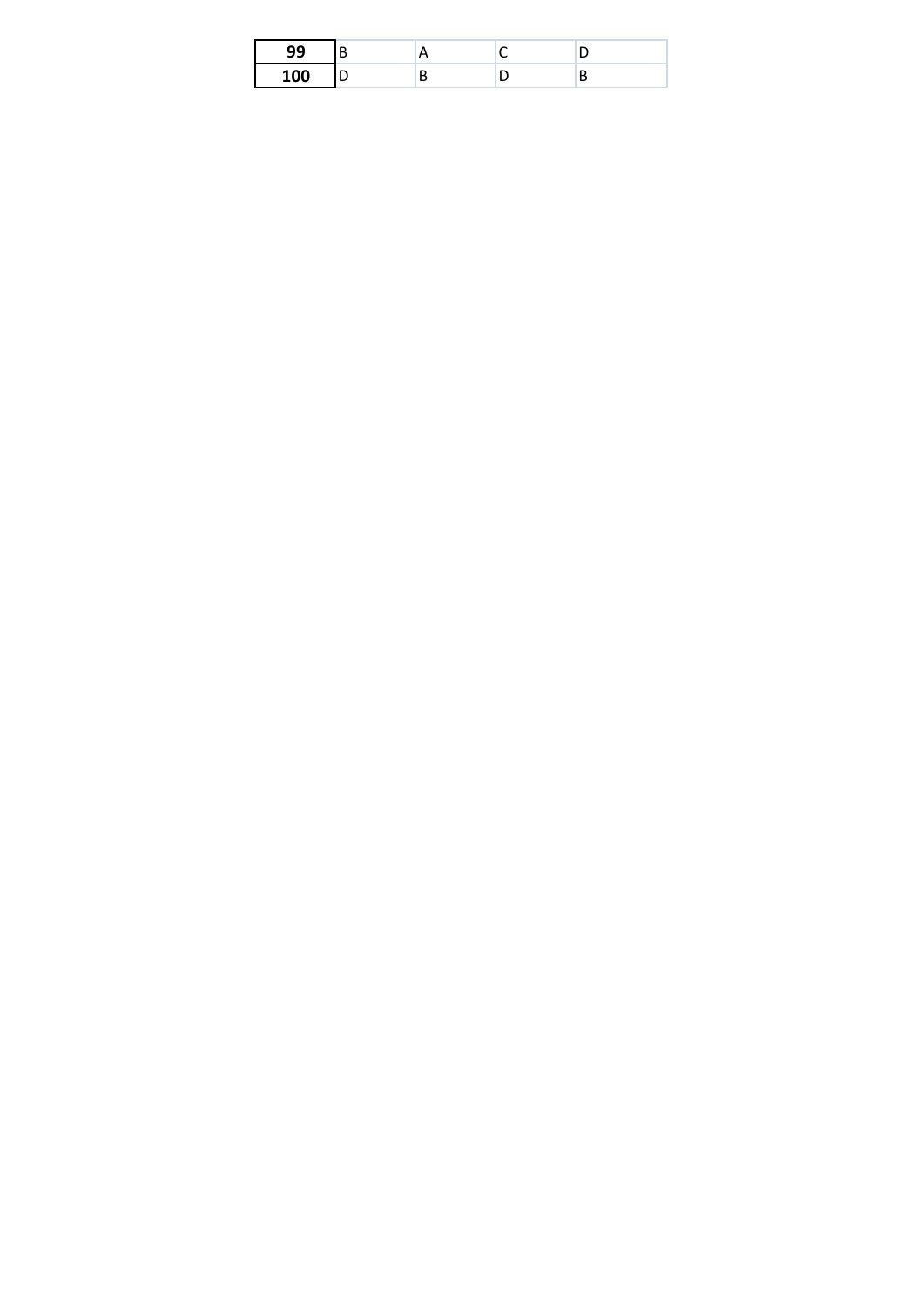| 99 | B | A | C | D |
|---|---|---|---|---|
| 100 | D | B | D | B |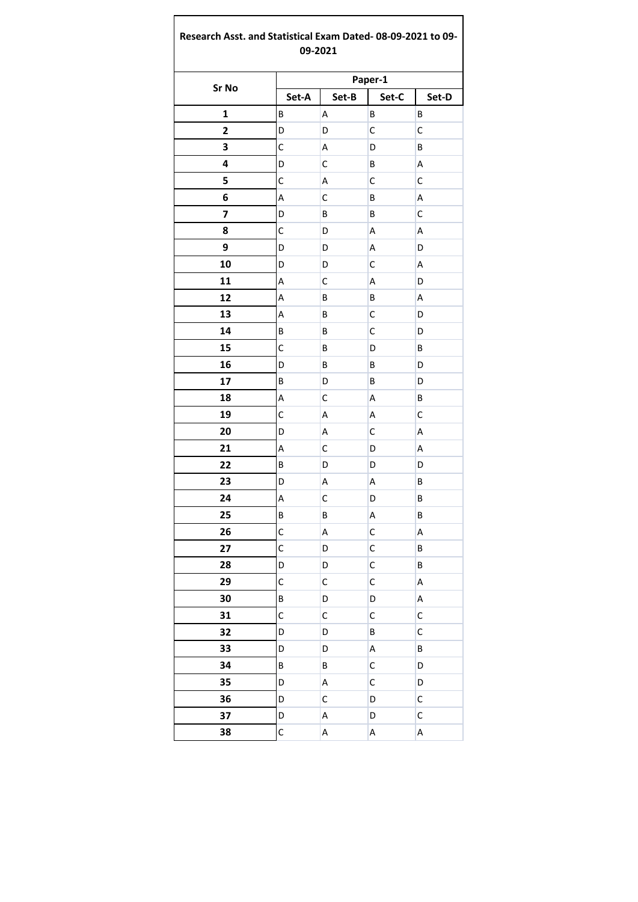**Research Asst. and Statistical Exam Dated- 08-09-2021 to 09-09-2021**

| Sr No | Paper-1 | | | |
|---|---|---|---|---|
| | Set-A | Set-B | Set-C | Set-D |
| 1 | B | A | B | B |
| 2 | D | D | C | C |
| 3 | C | A | D | B |
| 4 | D | C | B | A |
| 5 | C | A | C | C |
| 6 | A | C | B | A |
| 7 | D | B | B | C |
| 8 | C | D | A | A |
| 9 | D | D | A | D |
| 10 | D | D | C | A |
| 11 | A | C | A | D |
| 12 | A | B | B | A |
| 13 | A | B | C | D |
| 14 | B | B | C | D |
| 15 | C | B | D | B |
| 16 | D | B | B | D |
| 17 | B | D | B | D |
| 18 | A | C | A | B |
| 19 | C | A | A | C |
| 20 | D | A | C | A |
| 21 | A | C | D | A |
| 22 | B | D | D | D |
| 23 | D | A | A | B |
| 24 | A | C | D | B |
| 25 | B | B | A | B |
| 26 | C | A | C | A |
| 27 | C | D | C | B |
| 28 | D | D | C | B |
| 29 | C | C | C | A |
| 30 | B | D | D | A |
| 31 | C | C | C | C |
| 32 | D | D | B | C |
| 33 | D | D | A | B |
| 34 | B | B | C | D |
| 35 | D | A | C | D |
| 36 | D | C | D | C |
| 37 | D | A | D | C |
| 38 | C | A | A | A |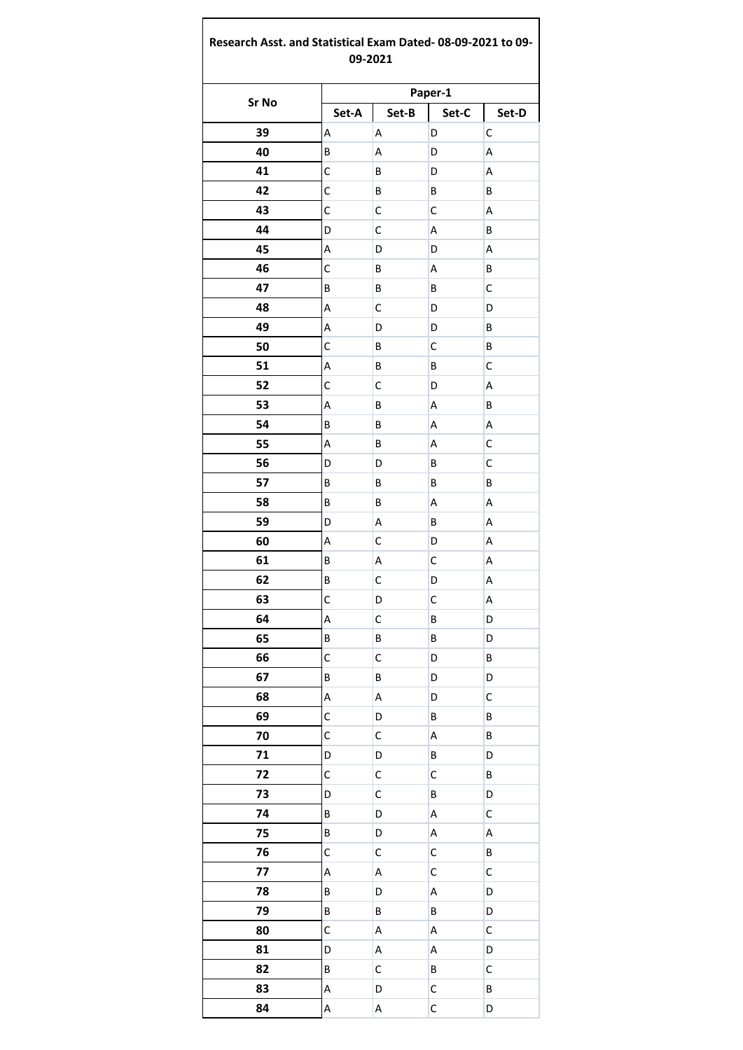**Research Asst. and Statistical Exam Dated- 08-09-2021 to 09-09-2021**

| Sr No | Paper-1 | | | |
|---|---|---|---|---|
| | Set-A | Set-B | Set-C | Set-D |
| 39 | A | A | D | C |
| 40 | B | A | D | A |
| 41 | C | B | D | A |
| 42 | C | B | B | B |
| 43 | C | C | C | A |
| 44 | D | C | A | B |
| 45 | A | D | D | A |
| 46 | C | B | A | B |
| 47 | B | B | B | C |
| 48 | A | C | D | D |
| 49 | A | D | D | B |
| 50 | C | B | C | B |
| 51 | A | B | B | C |
| 52 | C | C | D | A |
| 53 | A | B | A | B |
| 54 | B | B | A | A |
| 55 | A | B | A | C |
| 56 | D | D | B | C |
| 57 | B | B | B | B |
| 58 | B | B | A | A |
| 59 | D | A | B | A |
| 60 | A | C | D | A |
| 61 | B | A | C | A |
| 62 | B | C | D | A |
| 63 | C | D | C | A |
| 64 | A | C | B | D |
| 65 | B | B | B | D |
| 66 | C | C | D | B |
| 67 | B | B | D | D |
| 68 | A | A | D | C |
| 69 | C | D | B | B |
| 70 | C | C | A | B |
| 71 | D | D | B | D |
| 72 | C | C | C | B |
| 73 | D | C | B | D |
| 74 | B | D | A | C |
| 75 | B | D | A | A |
| 76 | C | C | C | B |
| 77 | A | A | C | C |
| 78 | B | D | A | D |
| 79 | B | B | B | D |
| 80 | C | A | A | C |
| 81 | D | A | A | D |
| 82 | B | C | B | C |
| 83 | A | D | C | B |
| 84 | A | A | C | D |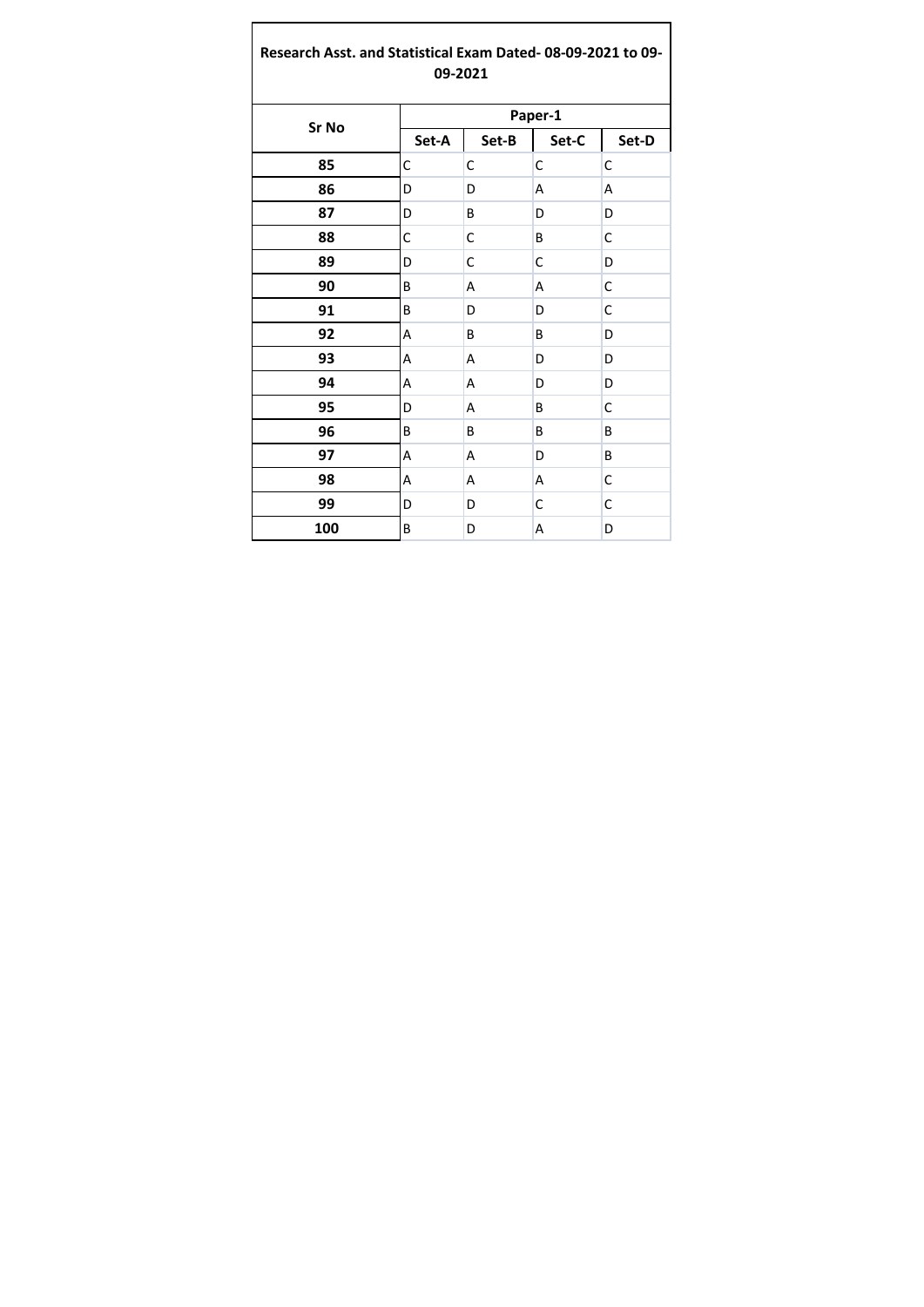**Research Asst. and Statistical Exam Dated- 08-09-2021 to 09-09-2021**

| Sr No | Paper-1 | | | |
|---|---|---|---|---|
| | Set-A | Set-B | Set-C | Set-D |
| 85 | C | C | C | C |
| 86 | D | D | A | A |
| 87 | D | B | D | D |
| 88 | C | C | B | C |
| 89 | D | C | C | D |
| 90 | B | A | A | C |
| 91 | B | D | D | C |
| 92 | A | B | B | D |
| 93 | A | A | D | D |
| 94 | A | A | D | D |
| 95 | D | A | B | C |
| 96 | B | B | B | B |
| 97 | A | A | D | B |
| 98 | A | A | A | C |
| 99 | D | D | C | C |
| 100 | B | D | A | D |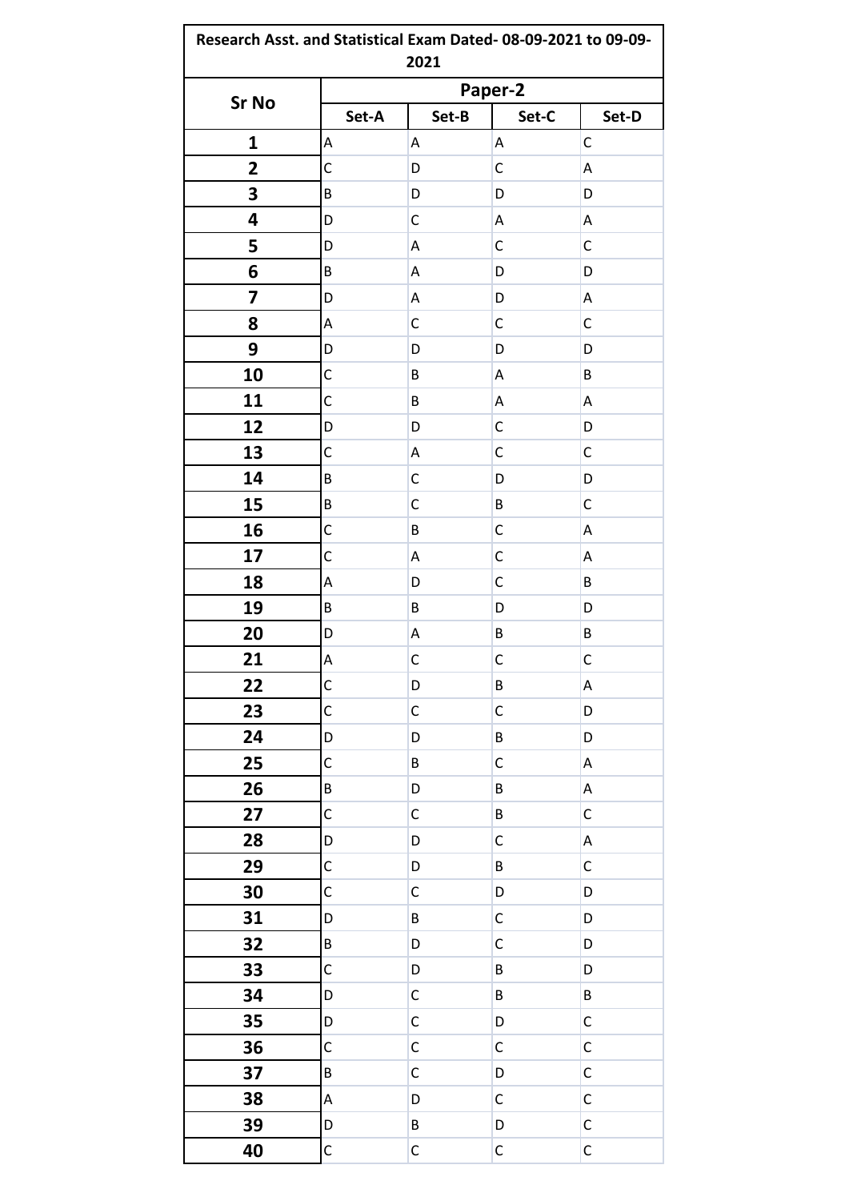| Research Asst. and Statistical Exam Dated- 08-09-2021 to 09-09-2021 | | | | |
|---|---|---|---|---|
| **Sr No** | **Paper-2** | | | |
| | **Set-A** | **Set-B** | **Set-C** | **Set-D** |
| **1** | A | A | A | C |
| **2** | C | D | C | A |
| **3** | B | D | D | D |
| **4** | D | C | A | A |
| **5** | D | A | C | C |
| **6** | B | A | D | D |
| **7** | D | A | D | A |
| **8** | A | C | C | C |
| **9** | D | D | D | D |
| **10** | C | B | A | B |
| **11** | C | B | A | A |
| **12** | D | D | C | D |
| **13** | C | A | C | C |
| **14** | B | C | D | D |
| **15** | B | C | B | C |
| **16** | C | B | C | A |
| **17** | C | A | C | A |
| **18** | A | D | C | B |
| **19** | B | B | D | D |
| **20** | D | A | B | B |
| **21** | A | C | C | C |
| **22** | C | D | B | A |
| **23** | C | C | C | D |
| **24** | D | D | B | D |
| **25** | C | B | C | A |
| **26** | B | D | B | A |
| **27** | C | C | B | C |
| **28** | D | D | C | A |
| **29** | C | D | B | C |
| **30** | C | C | D | D |
| **31** | D | B | C | D |
| **32** | B | D | C | D |
| **33** | C | D | B | D |
| **34** | D | C | B | B |
| **35** | D | C | D | C |
| **36** | C | C | C | C |
| **37** | B | C | D | C |
| **38** | A | D | C | C |
| **39** | D | B | D | C |
| **40** | C | C | C | C |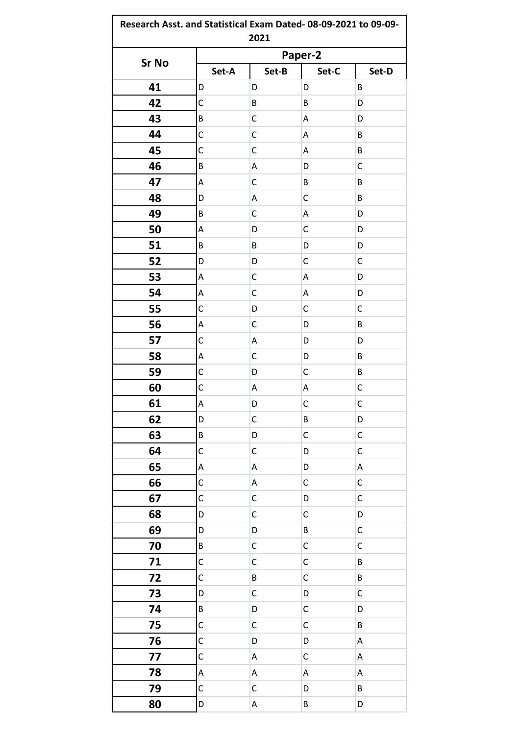| Research Asst. and Statistical Exam Dated- 08-09-2021 to 09-09-2021 | | | | |
|---|---|---|---|---|
| Sr No | Paper-2 | | | |
| | Set-A | Set-B | Set-C | Set-D |
| 41 | D | D | D | B |
| 42 | C | B | B | D |
| 43 | B | C | A | D |
| 44 | C | C | A | B |
| 45 | C | C | A | B |
| 46 | B | A | D | C |
| 47 | A | C | B | B |
| 48 | D | A | C | B |
| 49 | B | C | A | D |
| 50 | A | D | C | D |
| 51 | B | B | D | D |
| 52 | D | D | C | C |
| 53 | A | C | A | D |
| 54 | A | C | A | D |
| 55 | C | D | C | C |
| 56 | A | C | D | B |
| 57 | C | A | D | D |
| 58 | A | C | D | B |
| 59 | C | D | C | B |
| 60 | C | A | A | C |
| 61 | A | D | C | C |
| 62 | D | C | B | D |
| 63 | B | D | C | C |
| 64 | C | C | D | C |
| 65 | A | A | D | A |
| 66 | C | A | C | C |
| 67 | C | C | D | C |
| 68 | D | C | C | D |
| 69 | D | D | B | C |
| 70 | B | C | C | C |
| 71 | C | C | C | B |
| 72 | C | B | C | B |
| 73 | D | C | D | C |
| 74 | B | D | C | D |
| 75 | C | C | C | B |
| 76 | C | D | D | A |
| 77 | C | A | C | A |
| 78 | A | A | A | A |
| 79 | C | C | D | B |
| 80 | D | A | B | D |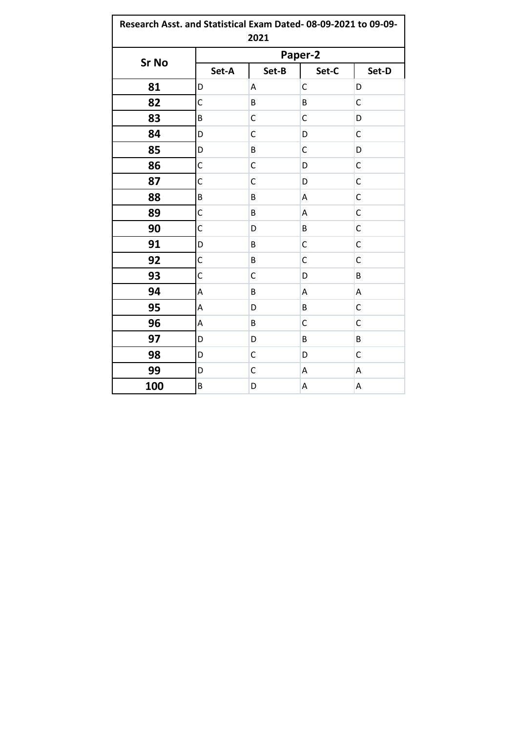| Research Asst. and Statistical Exam Dated- 08-09-2021 to 09-09-2021 | | | | |
|---|---|---|---|---|
| **Sr No** | **Paper-2** | | | |
| | **Set-A** | **Set-B** | **Set-C** | **Set-D** |
| **81** | D | A | C | D |
| **82** | C | B | B | C |
| **83** | B | C | C | D |
| **84** | D | C | D | C |
| **85** | D | B | C | D |
| **86** | C | C | D | C |
| **87** | C | C | D | C |
| **88** | B | B | A | C |
| **89** | C | B | A | C |
| **90** | C | D | B | C |
| **91** | D | B | C | C |
| **92** | C | B | C | C |
| **93** | C | C | D | B |
| **94** | A | B | A | A |
| **95** | A | D | B | C |
| **96** | A | B | C | C |
| **97** | D | D | B | B |
| **98** | D | C | D | C |
| **99** | D | C | A | A |
| **100** | B | D | A | A |